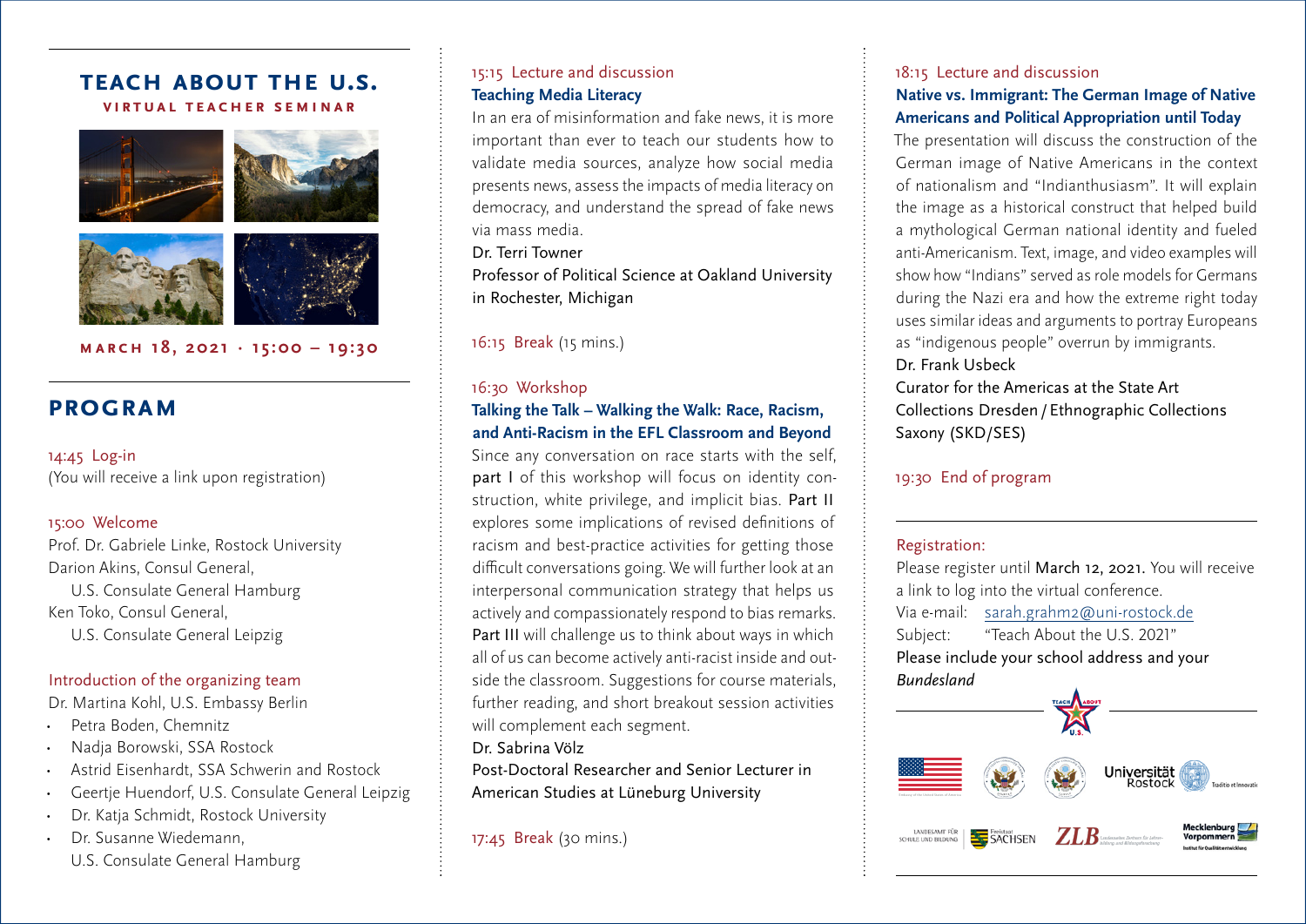# TEACH ABOUT THE U.S.

**VIRTUAL TEACHER SEMINAR**

**MARCH 18, 2021 · 15:00 – 19:30**

## PROGRAM

14:45 Log-in
(You will receive a link upon registration)

15:00 Welcome
Prof. Dr. Gabriele Linke, Rostock University
Darion Akins, Consul General,
U.S. Consulate General Hamburg
Ken Toko, Consul General,
U.S. Consulate General Leipzig

Introduction of the organizing team
Dr. Martina Kohl, U.S. Embassy Berlin

- Petra Boden, Chemnitz
- Nadja Borowski, SSA Rostock
- Astrid Eisenhardt, SSA Schwerin and Rostock
- Geertje Huendorf, U.S. Consulate General Leipzig
- Dr. Katja Schmidt, Rostock University
- Dr. Susanne Wiedemann, U.S. Consulate General Hamburg

15:15 Lecture and discussion
**Teaching Media Literacy**
In an era of misinformation and fake news, it is more important than ever to teach our students how to validate media sources, analyze how social media presents news, assess the impacts of media literacy on democracy, and understand the spread of fake news via mass media.
Dr. Terri Towner
Professor of Political Science at Oakland University in Rochester, Michigan

16:15 Break (15 mins.)

16:30 Workshop
**Talking the Talk – Walking the Walk: Race, Racism, and Anti-Racism in the EFL Classroom and Beyond**
Since any conversation on race starts with the self, part I of this workshop will focus on identity construction, white privilege, and implicit bias. Part II explores some implications of revised definitions of racism and best-practice activities for getting those difficult conversations going. We will further look at an interpersonal communication strategy that helps us actively and compassionately respond to bias remarks. Part III will challenge us to think about ways in which all of us can become actively anti-racist inside and outside the classroom. Suggestions for course materials, further reading, and short breakout session activities will complement each segment.
Dr. Sabrina Völz
Post-Doctoral Researcher and Senior Lecturer in American Studies at Lüneburg University

17:45 Break (30 mins.)

18:15 Lecture and discussion
**Native vs. Immigrant: The German Image of Native Americans and Political Appropriation until Today**
The presentation will discuss the construction of the German image of Native Americans in the context of nationalism and "Indianthusiasm". It will explain the image as a historical construct that helped build a mythological German national identity and fueled anti-Americanism. Text, image, and video examples will show how "Indians" served as role models for Germans during the Nazi era and how the extreme right today uses similar ideas and arguments to portray Europeans as "indigenous people" overrun by immigrants.
Dr. Frank Usbeck
Curator for the Americas at the State Art Collections Dresden / Ethnographic Collections Saxony (SKD/SES)

19:30 End of program

Registration:
Please register until March 12, 2021. You will receive a link to log into the virtual conference.
Via e-mail: sarah.grahm2@uni-rostock.de
Subject: "Teach About the U.S. 2021"
Please include your school address and your *Bundesland*

Universität Rostock · Traditio et Innovatio
Landesamt für Schule und Bildung · Freistaat Sachsen · ZLB · Mecklenburg Vorpommern Institut für Qualitätsentwicklung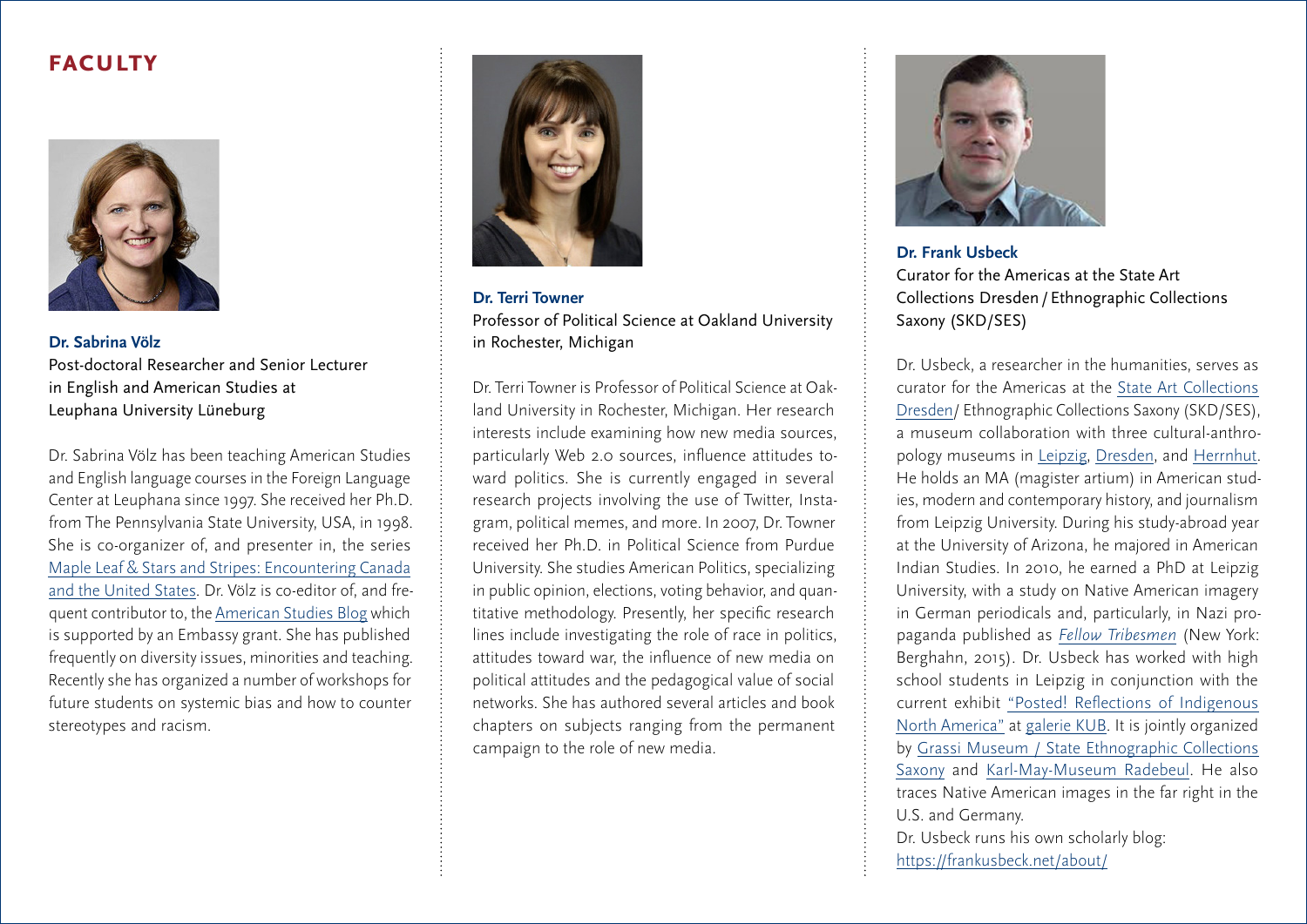## FACULTY

**Dr. Sabrina Völz**
Post-doctoral Researcher and Senior Lecturer in English and American Studies at Leuphana University Lüneburg

Dr. Sabrina Völz has been teaching American Studies and English language courses in the Foreign Language Center at Leuphana since 1997. She received her Ph.D. from The Pennsylvania State University, USA, in 1998. She is co-organizer of, and presenter in, the series Maple Leaf & Stars and Stripes: Encountering Canada and the United States. Dr. Völz is co-editor of, and frequent contributor to, the American Studies Blog which is supported by an Embassy grant. She has published frequently on diversity issues, minorities and teaching. Recently she has organized a number of workshops for future students on systemic bias and how to counter stereotypes and racism.

**Dr. Terri Towner**
Professor of Political Science at Oakland University in Rochester, Michigan

Dr. Terri Towner is Professor of Political Science at Oakland University in Rochester, Michigan. Her research interests include examining how new media sources, particularly Web 2.0 sources, influence attitudes toward politics. She is currently engaged in several research projects involving the use of Twitter, Instagram, political memes, and more. In 2007, Dr. Towner received her Ph.D. in Political Science from Purdue University. She studies American Politics, specializing in public opinion, elections, voting behavior, and quantitative methodology. Presently, her specific research lines include investigating the role of race in politics, attitudes toward war, the influence of new media on political attitudes and the pedagogical value of social networks. She has authored several articles and book chapters on subjects ranging from the permanent campaign to the role of new media.

**Dr. Frank Usbeck**
Curator for the Americas at the State Art Collections Dresden / Ethnographic Collections Saxony (SKD/SES)

Dr. Usbeck, a researcher in the humanities, serves as curator for the Americas at the State Art Collections Dresden/ Ethnographic Collections Saxony (SKD/SES), a museum collaboration with three cultural-anthropology museums in Leipzig, Dresden, and Herrnhut. He holds an MA (magister artium) in American studies, modern and contemporary history, and journalism from Leipzig University. During his study-abroad year at the University of Arizona, he majored in American Indian Studies. In 2010, he earned a PhD at Leipzig University, with a study on Native American imagery in German periodicals and, particularly, in Nazi propaganda published as *Fellow Tribesmen* (New York: Berghahn, 2015). Dr. Usbeck has worked with high school students in Leipzig in conjunction with the current exhibit "Posted! Reflections of Indigenous North America" at galerie KUB. It is jointly organized by Grassi Museum / State Ethnographic Collections Saxony and Karl-May-Museum Radebeul. He also traces Native American images in the far right in the U.S. and Germany.

Dr. Usbeck runs his own scholarly blog: https://frankusbeck.net/about/